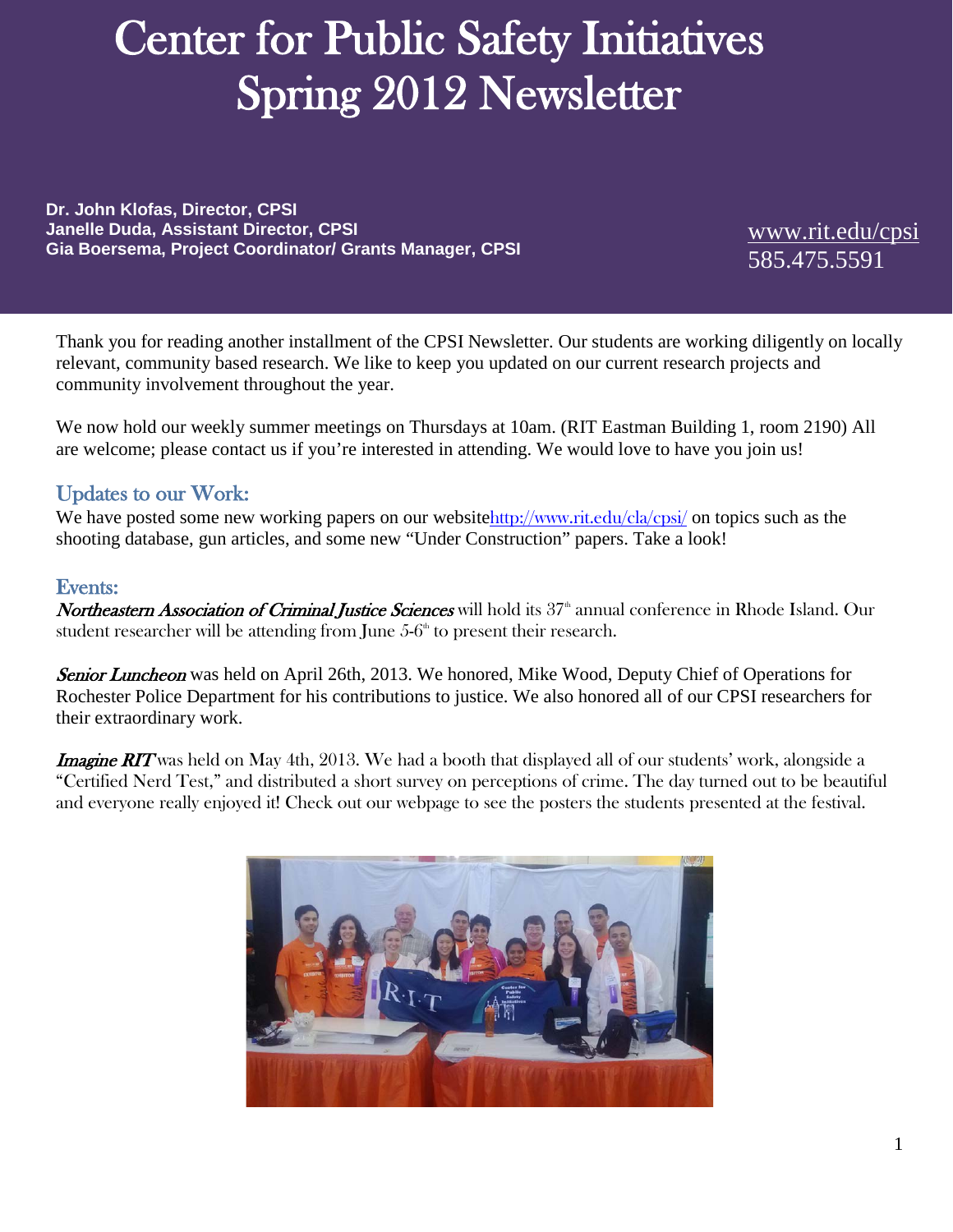# Center for Public Safety Initiatives Spring 2012 Newsletter

**Dr. John Klofas, Director, CPSI**
**Janelle Duda, Assistant Director, CPSI**
**Gia Boersema, Project Coordinator/ Grants Manager, CPSI**

www.rit.edu/cpsi
585.475.5591

Thank you for reading another installment of the CPSI Newsletter. Our students are working diligently on locally relevant, community based research. We like to keep you updated on our current research projects and community involvement throughout the year.

We now hold our weekly summer meetings on Thursdays at 10am. (RIT Eastman Building 1, room 2190) All are welcome; please contact us if you're interested in attending. We would love to have you join us!

## Updates to our Work:

We have posted some new working papers on our websitehttp://www.rit.edu/cla/cpsi/ on topics such as the shooting database, gun articles, and some new "Under Construction" papers. Take a look!

## Events:

***Northeastern Association of Criminal Justice Sciences*** will hold its 37th annual conference in Rhode Island. Our student researcher will be attending from June 5-6th to present their research.

***Senior Luncheon*** was held on April 26th, 2013. We honored, Mike Wood, Deputy Chief of Operations for Rochester Police Department for his contributions to justice. We also honored all of our CPSI researchers for their extraordinary work.

***Imagine RIT*** was held on May 4th, 2013. We had a booth that displayed all of our students' work, alongside a "Certified Nerd Test," and distributed a short survey on perceptions of crime. The day turned out to be beautiful and everyone really enjoyed it! Check out our webpage to see the posters the students presented at the festival.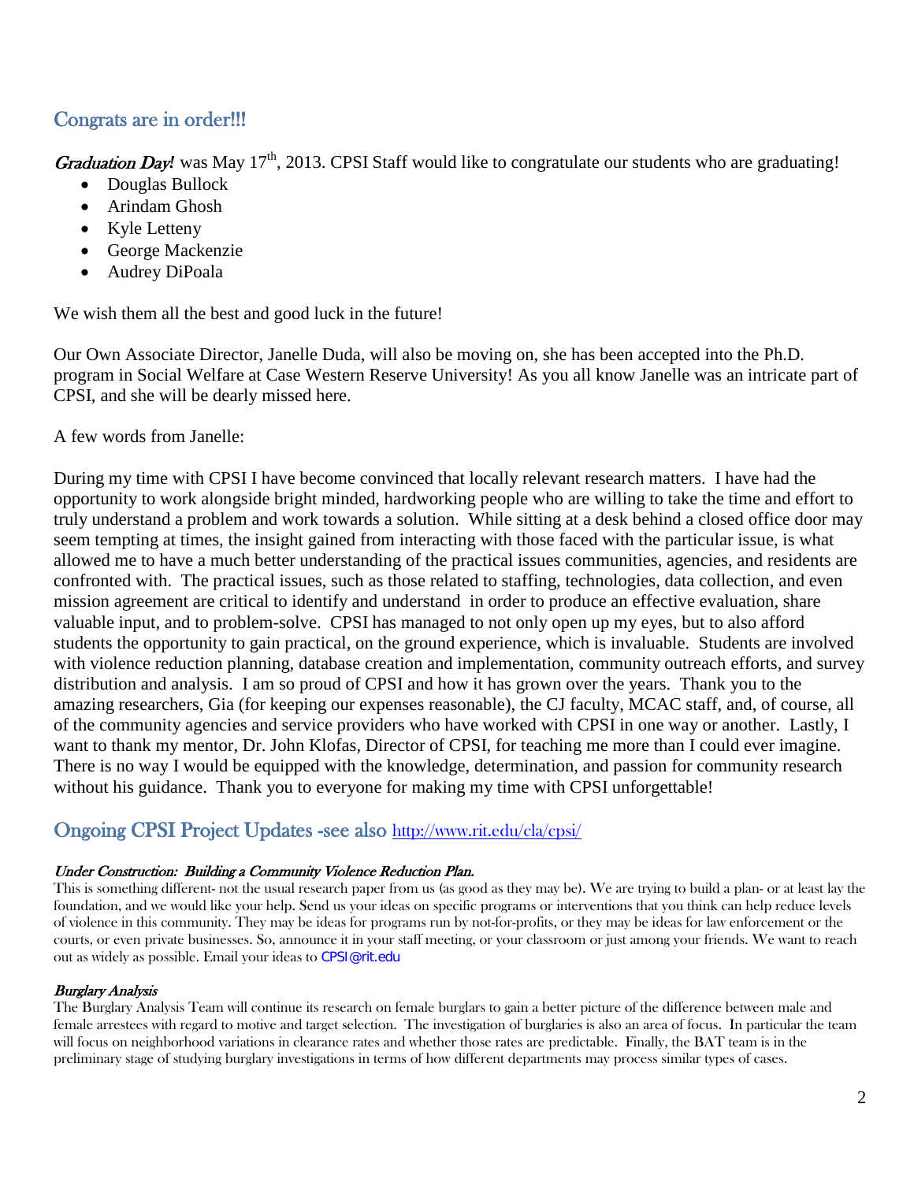## Congrats are in order!!!

***Graduation Day!*** was May 17th, 2013. CPSI Staff would like to congratulate our students who are graduating!

- Douglas Bullock
- Arindam Ghosh
- Kyle Letteny
- George Mackenzie
- Audrey DiPoala

We wish them all the best and good luck in the future!

Our Own Associate Director, Janelle Duda, will also be moving on, she has been accepted into the Ph.D. program in Social Welfare at Case Western Reserve University! As you all know Janelle was an intricate part of CPSI, and she will be dearly missed here.

A few words from Janelle:

During my time with CPSI I have become convinced that locally relevant research matters. I have had the opportunity to work alongside bright minded, hardworking people who are willing to take the time and effort to truly understand a problem and work towards a solution. While sitting at a desk behind a closed office door may seem tempting at times, the insight gained from interacting with those faced with the particular issue, is what allowed me to have a much better understanding of the practical issues communities, agencies, and residents are confronted with. The practical issues, such as those related to staffing, technologies, data collection, and even mission agreement are critical to identify and understand in order to produce an effective evaluation, share valuable input, and to problem-solve. CPSI has managed to not only open up my eyes, but to also afford students the opportunity to gain practical, on the ground experience, which is invaluable. Students are involved with violence reduction planning, database creation and implementation, community outreach efforts, and survey distribution and analysis. I am so proud of CPSI and how it has grown over the years. Thank you to the amazing researchers, Gia (for keeping our expenses reasonable), the CJ faculty, MCAC staff, and, of course, all of the community agencies and service providers who have worked with CPSI in one way or another. Lastly, I want to thank my mentor, Dr. John Klofas, Director of CPSI, for teaching me more than I could ever imagine. There is no way I would be equipped with the knowledge, determination, and passion for community research without his guidance. Thank you to everyone for making my time with CPSI unforgettable!

## Ongoing CPSI Project Updates -see also http://www.rit.edu/cla/cpsi/

***Under Construction: Building a Community Violence Reduction Plan.***

This is something different- not the usual research paper from us (as good as they may be). We are trying to build a plan- or at least lay the foundation, and we would like your help. Send us your ideas on specific programs or interventions that you think can help reduce levels of violence in this community. They may be ideas for programs run by not-for-profits, or they may be ideas for law enforcement or the courts, or even private businesses. So, announce it in your staff meeting, or your classroom or just among your friends. We want to reach out as widely as possible. Email your ideas to CPSI@rit.edu

***Burglary Analysis***

The Burglary Analysis Team will continue its research on female burglars to gain a better picture of the difference between male and female arrestees with regard to motive and target selection. The investigation of burglaries is also an area of focus. In particular the team will focus on neighborhood variations in clearance rates and whether those rates are predictable. Finally, the BAT team is in the preliminary stage of studying burglary investigations in terms of how different departments may process similar types of cases.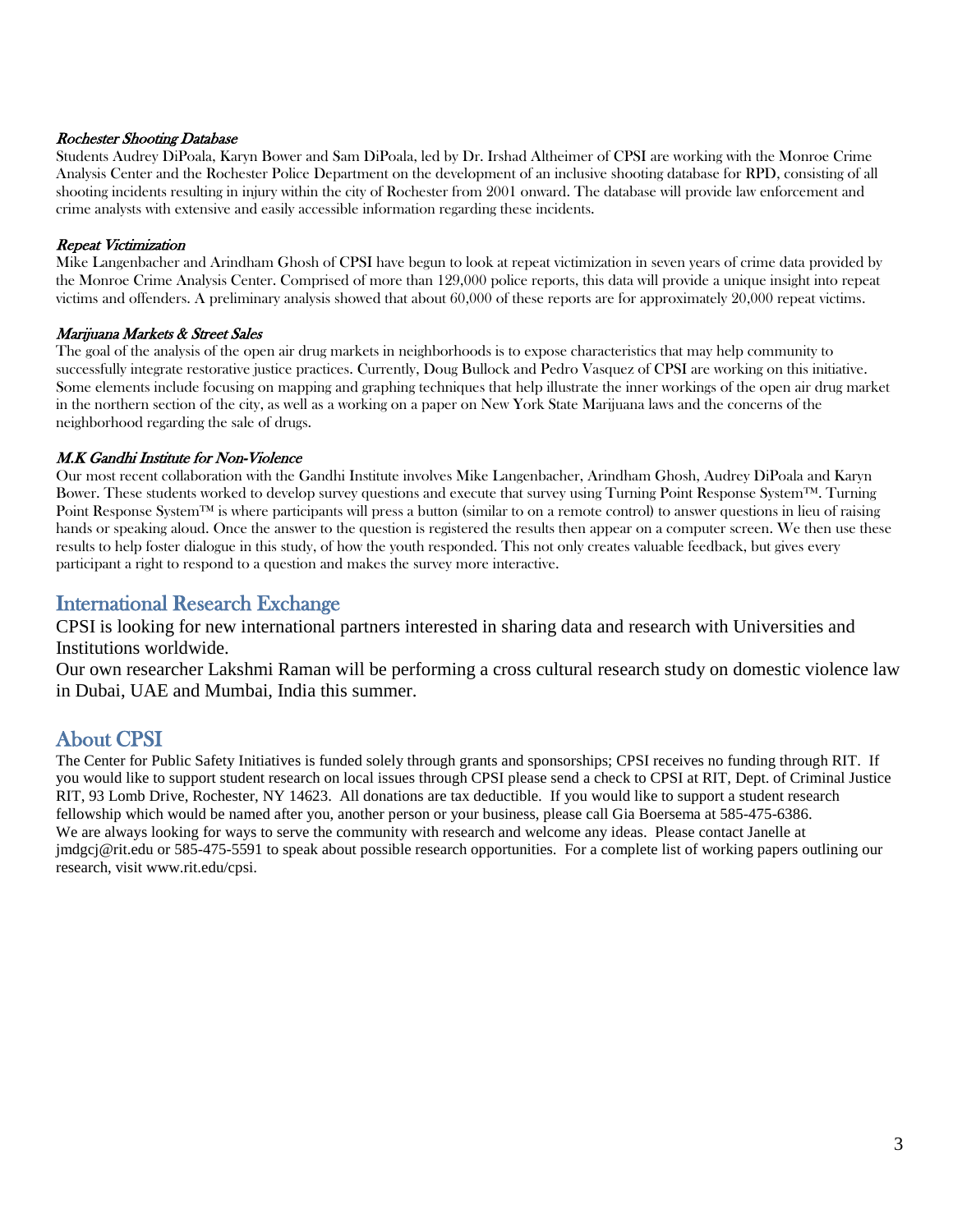***Rochester Shooting Database***

Students Audrey DiPoala, Karyn Bower and Sam DiPoala, led by Dr. Irshad Altheimer of CPSI are working with the Monroe Crime Analysis Center and the Rochester Police Department on the development of an inclusive shooting database for RPD, consisting of all shooting incidents resulting in injury within the city of Rochester from 2001 onward. The database will provide law enforcement and crime analysts with extensive and easily accessible information regarding these incidents.

***Repeat Victimization***

Mike Langenbacher and Arindham Ghosh of CPSI have begun to look at repeat victimization in seven years of crime data provided by the Monroe Crime Analysis Center. Comprised of more than 129,000 police reports, this data will provide a unique insight into repeat victims and offenders. A preliminary analysis showed that about 60,000 of these reports are for approximately 20,000 repeat victims.

***Marijuana Markets & Street Sales***

The goal of the analysis of the open air drug markets in neighborhoods is to expose characteristics that may help community to successfully integrate restorative justice practices. Currently, Doug Bullock and Pedro Vasquez of CPSI are working on this initiative. Some elements include focusing on mapping and graphing techniques that help illustrate the inner workings of the open air drug market in the northern section of the city, as well as a working on a paper on New York State Marijuana laws and the concerns of the neighborhood regarding the sale of drugs.

***M.K Gandhi Institute for Non-Violence***

Our most recent collaboration with the Gandhi Institute involves Mike Langenbacher, Arindham Ghosh, Audrey DiPoala and Karyn Bower. These students worked to develop survey questions and execute that survey using Turning Point Response System™. Turning Point Response System™ is where participants will press a button (similar to on a remote control) to answer questions in lieu of raising hands or speaking aloud. Once the answer to the question is registered the results then appear on a computer screen. We then use these results to help foster dialogue in this study, of how the youth responded. This not only creates valuable feedback, but gives every participant a right to respond to a question and makes the survey more interactive.

## International Research Exchange

CPSI is looking for new international partners interested in sharing data and research with Universities and Institutions worldwide.

Our own researcher Lakshmi Raman will be performing a cross cultural research study on domestic violence law in Dubai, UAE and Mumbai, India this summer.

## About CPSI

The Center for Public Safety Initiatives is funded solely through grants and sponsorships; CPSI receives no funding through RIT. If you would like to support student research on local issues through CPSI please send a check to CPSI at RIT, Dept. of Criminal Justice RIT, 93 Lomb Drive, Rochester, NY 14623. All donations are tax deductible. If you would like to support a student research fellowship which would be named after you, another person or your business, please call Gia Boersema at 585-475-6386.
We are always looking for ways to serve the community with research and welcome any ideas. Please contact Janelle at jmdgcj@rit.edu or 585-475-5591 to speak about possible research opportunities. For a complete list of working papers outlining our research, visit www.rit.edu/cpsi.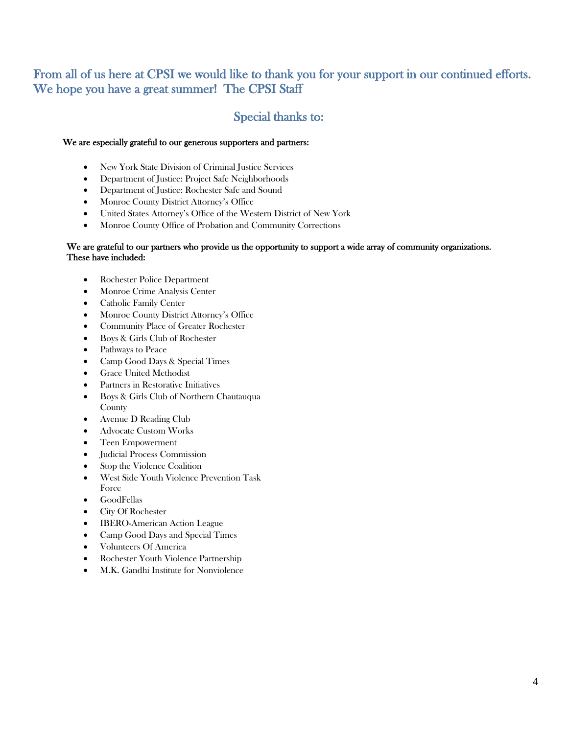## From all of us here at CPSI we would like to thank you for your support in our continued efforts. We hope you have a great summer! The CPSI Staff

## Special thanks to:

**We are especially grateful to our generous supporters and partners:**

- New York State Division of Criminal Justice Services
- Department of Justice: Project Safe Neighborhoods
- Department of Justice: Rochester Safe and Sound
- Monroe County District Attorney's Office
- United States Attorney's Office of the Western District of New York
- Monroe County Office of Probation and Community Corrections

**We are grateful to our partners who provide us the opportunity to support a wide array of community organizations. These have included:**

- Rochester Police Department
- Monroe Crime Analysis Center
- Catholic Family Center
- Monroe County District Attorney's Office
- Community Place of Greater Rochester
- Boys & Girls Club of Rochester
- Pathways to Peace
- Camp Good Days & Special Times
- Grace United Methodist
- Partners in Restorative Initiatives
- Boys & Girls Club of Northern Chautauqua County
- Avenue D Reading Club
- Advocate Custom Works
- Teen Empowerment
- Judicial Process Commission
- Stop the Violence Coalition
- West Side Youth Violence Prevention Task Force
- GoodFellas
- City Of Rochester
- IBERO-American Action League
- Camp Good Days and Special Times
- Volunteers Of America
- Rochester Youth Violence Partnership
- M.K. Gandhi Institute for Nonviolence